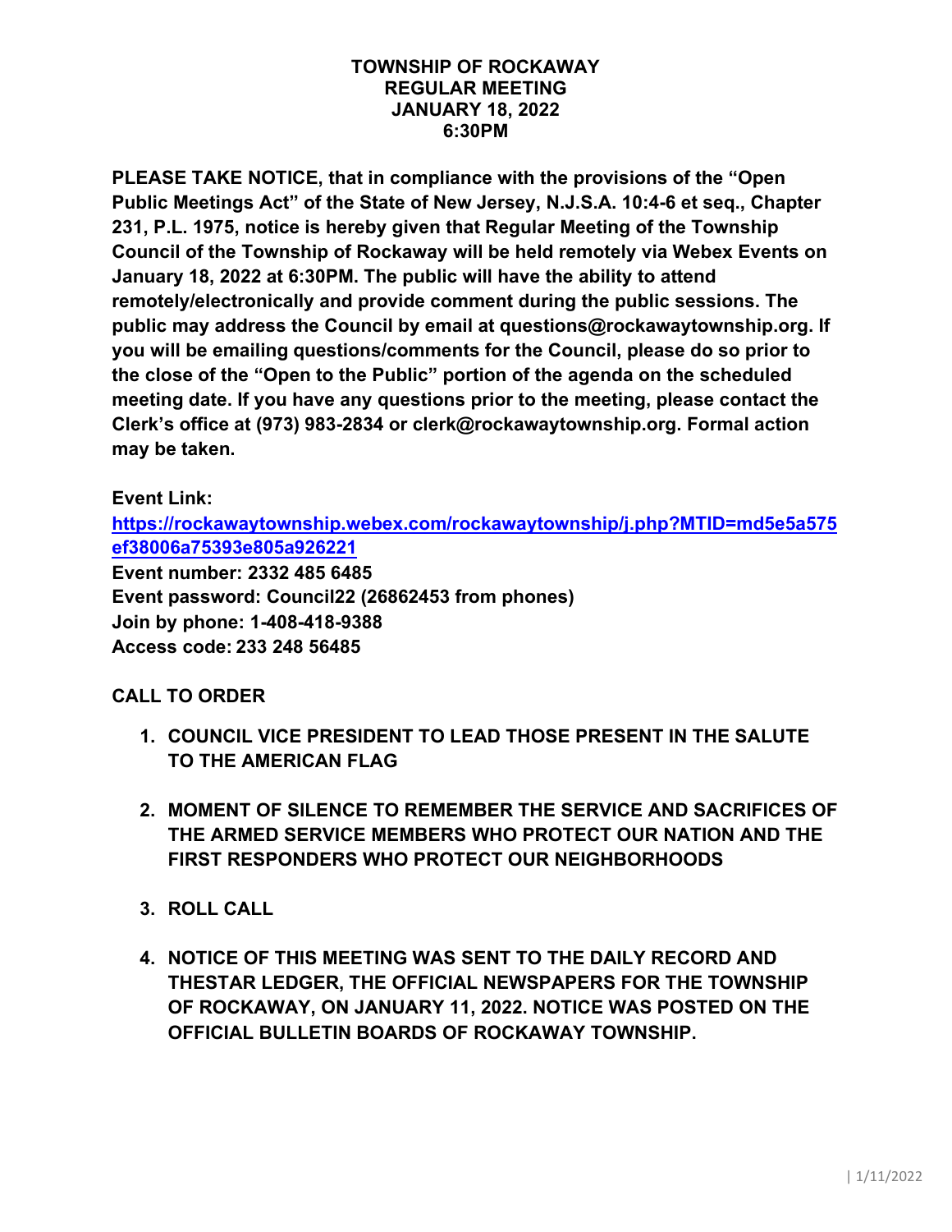**TOWNSHIP OF ROCKAWAY**
**REGULAR MEETING**
**JANUARY 18, 2022**
**6:30PM**

**PLEASE TAKE NOTICE, that in compliance with the provisions of the "Open Public Meetings Act" of the State of New Jersey, N.J.S.A. 10:4-6 et seq., Chapter 231, P.L. 1975, notice is hereby given that Regular Meeting of the Township Council of the Township of Rockaway will be held remotely via Webex Events on January 18, 2022 at 6:30PM. The public will have the ability to attend remotely/electronically and provide comment during the public sessions. The public may address the Council by email at questions@rockawaytownship.org. If you will be emailing questions/comments for the Council, please do so prior to the close of the "Open to the Public" portion of the agenda on the scheduled meeting date. If you have any questions prior to the meeting, please contact the Clerk's office at (973) 983-2834 or clerk@rockawaytownship.org. Formal action may be taken.**

**Event Link:**
**https://rockawaytownship.webex.com/rockawaytownship/j.php?MTID=md5e5a575ef38006a75393e805a926221**
**Event number: 2332 485 6485**
**Event password: Council22 (26862453 from phones)**
**Join by phone: 1-408-418-9388**
**Access code: 233 248 56485**

**CALL TO ORDER**

1. **COUNCIL VICE PRESIDENT TO LEAD THOSE PRESENT IN THE SALUTE TO THE AMERICAN FLAG**

2. **MOMENT OF SILENCE TO REMEMBER THE SERVICE AND SACRIFICES OF THE ARMED SERVICE MEMBERS WHO PROTECT OUR NATION AND THE FIRST RESPONDERS WHO PROTECT OUR NEIGHBORHOODS**

3. **ROLL CALL**

4. **NOTICE OF THIS MEETING WAS SENT TO THE DAILY RECORD AND THESTAR LEDGER, THE OFFICIAL NEWSPAPERS FOR THE TOWNSHIP OF ROCKAWAY, ON JANUARY 11, 2022. NOTICE WAS POSTED ON THE OFFICIAL BULLETIN BOARDS OF ROCKAWAY TOWNSHIP.**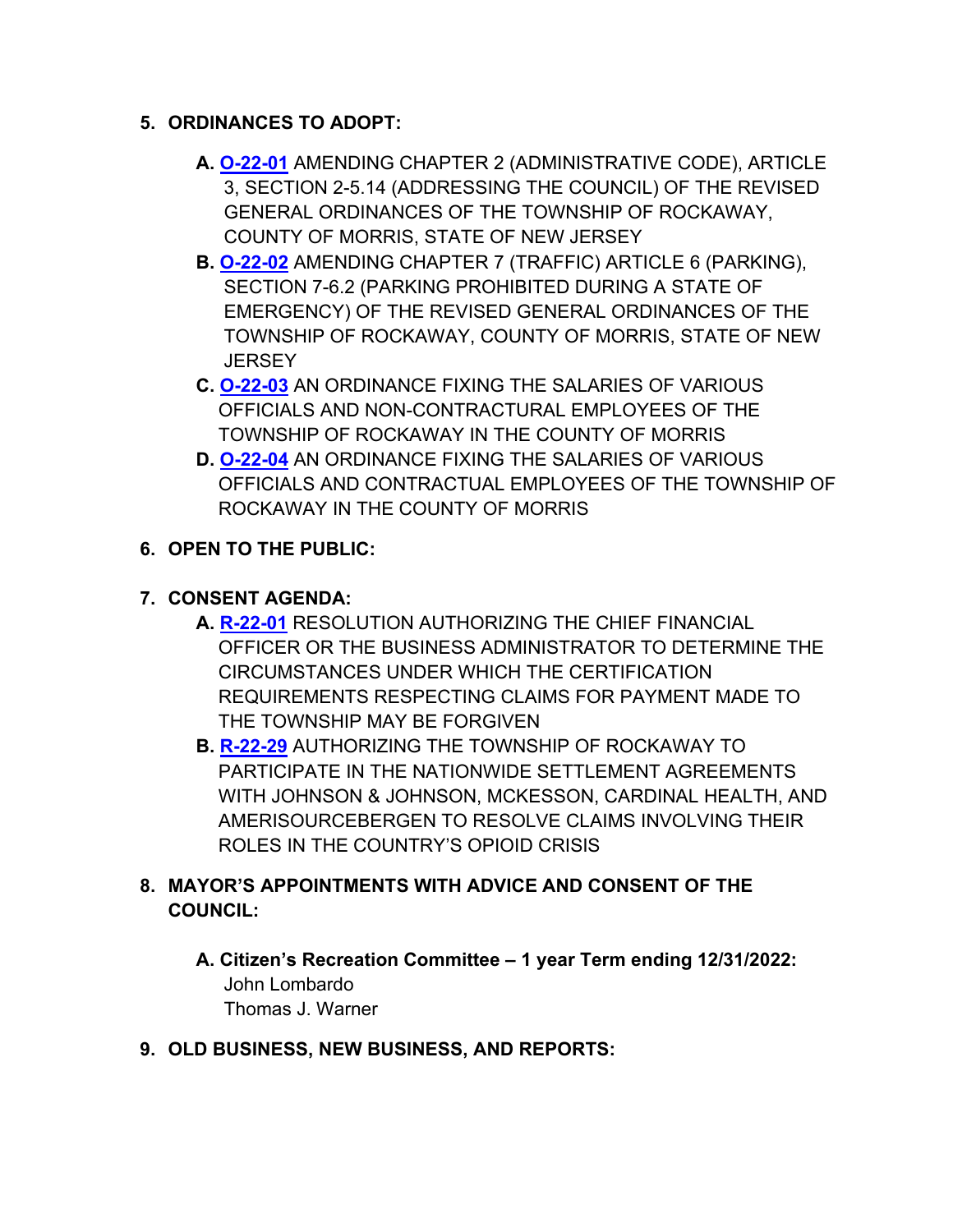5. **ORDINANCES TO ADOPT:**

   **A.** **O-22-01** AMENDING CHAPTER 2 (ADMINISTRATIVE CODE), ARTICLE 3, SECTION 2-5.14 (ADDRESSING THE COUNCIL) OF THE REVISED GENERAL ORDINANCES OF THE TOWNSHIP OF ROCKAWAY, COUNTY OF MORRIS, STATE OF NEW JERSEY

   **B.** **O-22-02** AMENDING CHAPTER 7 (TRAFFIC) ARTICLE 6 (PARKING), SECTION 7-6.2 (PARKING PROHIBITED DURING A STATE OF EMERGENCY) OF THE REVISED GENERAL ORDINANCES OF THE TOWNSHIP OF ROCKAWAY, COUNTY OF MORRIS, STATE OF NEW JERSEY

   **C.** **O-22-03** AN ORDINANCE FIXING THE SALARIES OF VARIOUS OFFICIALS AND NON-CONTRACTURAL EMPLOYEES OF THE TOWNSHIP OF ROCKAWAY IN THE COUNTY OF MORRIS

   **D.** **O-22-04** AN ORDINANCE FIXING THE SALARIES OF VARIOUS OFFICIALS AND CONTRACTUAL EMPLOYEES OF THE TOWNSHIP OF ROCKAWAY IN THE COUNTY OF MORRIS

6. **OPEN TO THE PUBLIC:**

7. **CONSENT AGENDA:**

   **A.** **R-22-01** RESOLUTION AUTHORIZING THE CHIEF FINANCIAL OFFICER OR THE BUSINESS ADMINISTRATOR TO DETERMINE THE CIRCUMSTANCES UNDER WHICH THE CERTIFICATION REQUIREMENTS RESPECTING CLAIMS FOR PAYMENT MADE TO THE TOWNSHIP MAY BE FORGIVEN

   **B.** **R-22-29** AUTHORIZING THE TOWNSHIP OF ROCKAWAY TO PARTICIPATE IN THE NATIONWIDE SETTLEMENT AGREEMENTS WITH JOHNSON & JOHNSON, MCKESSON, CARDINAL HEALTH, AND AMERISOURCEBERGEN TO RESOLVE CLAIMS INVOLVING THEIR ROLES IN THE COUNTRY'S OPIOID CRISIS

8. **MAYOR'S APPOINTMENTS WITH ADVICE AND CONSENT OF THE COUNCIL:**

   **A. Citizen's Recreation Committee – 1 year Term ending 12/31/2022:**
   John Lombardo
   Thomas J. Warner

9. **OLD BUSINESS, NEW BUSINESS, AND REPORTS:**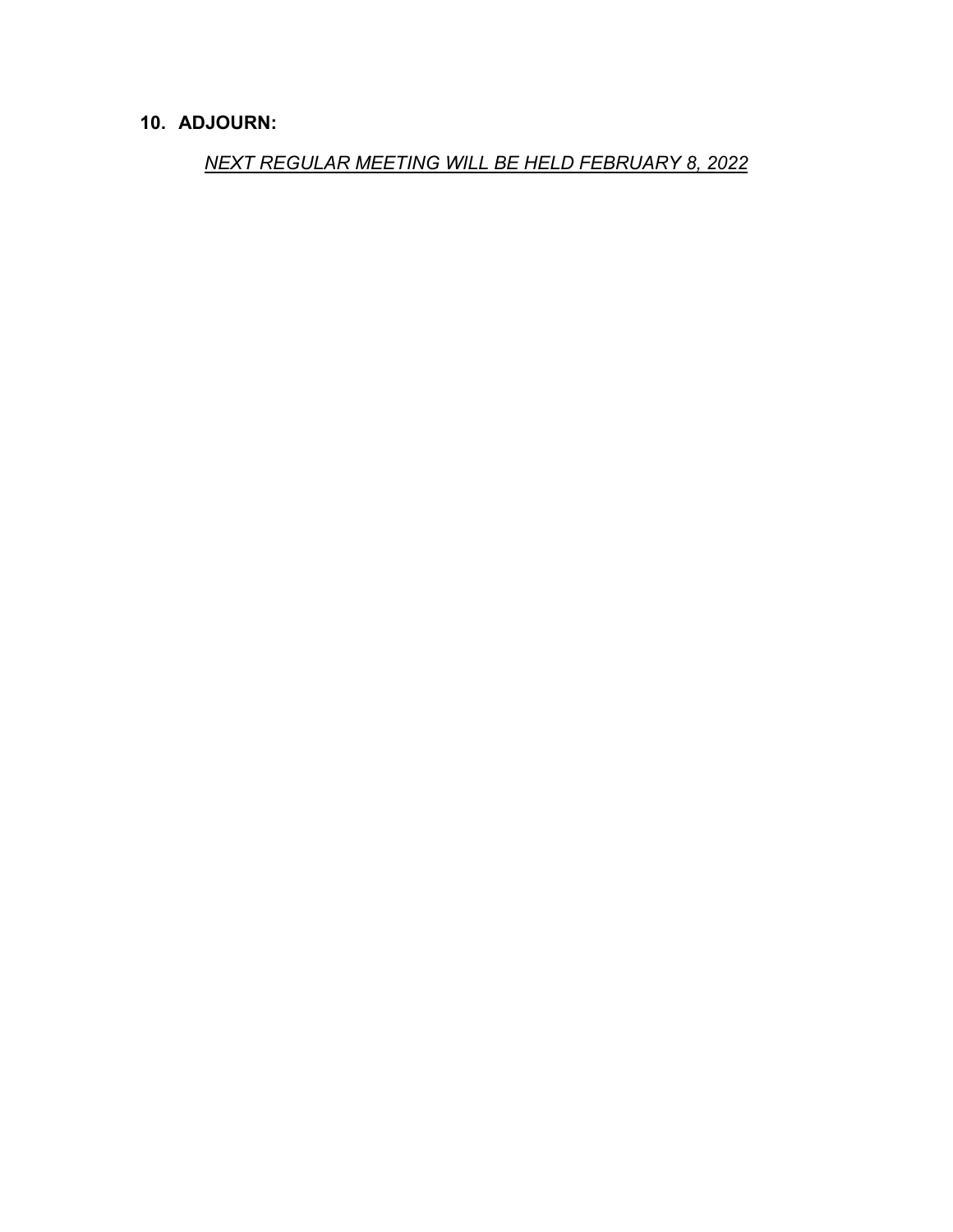**10. ADJOURN:**

*NEXT REGULAR MEETING WILL BE HELD FEBRUARY 8, 2022*